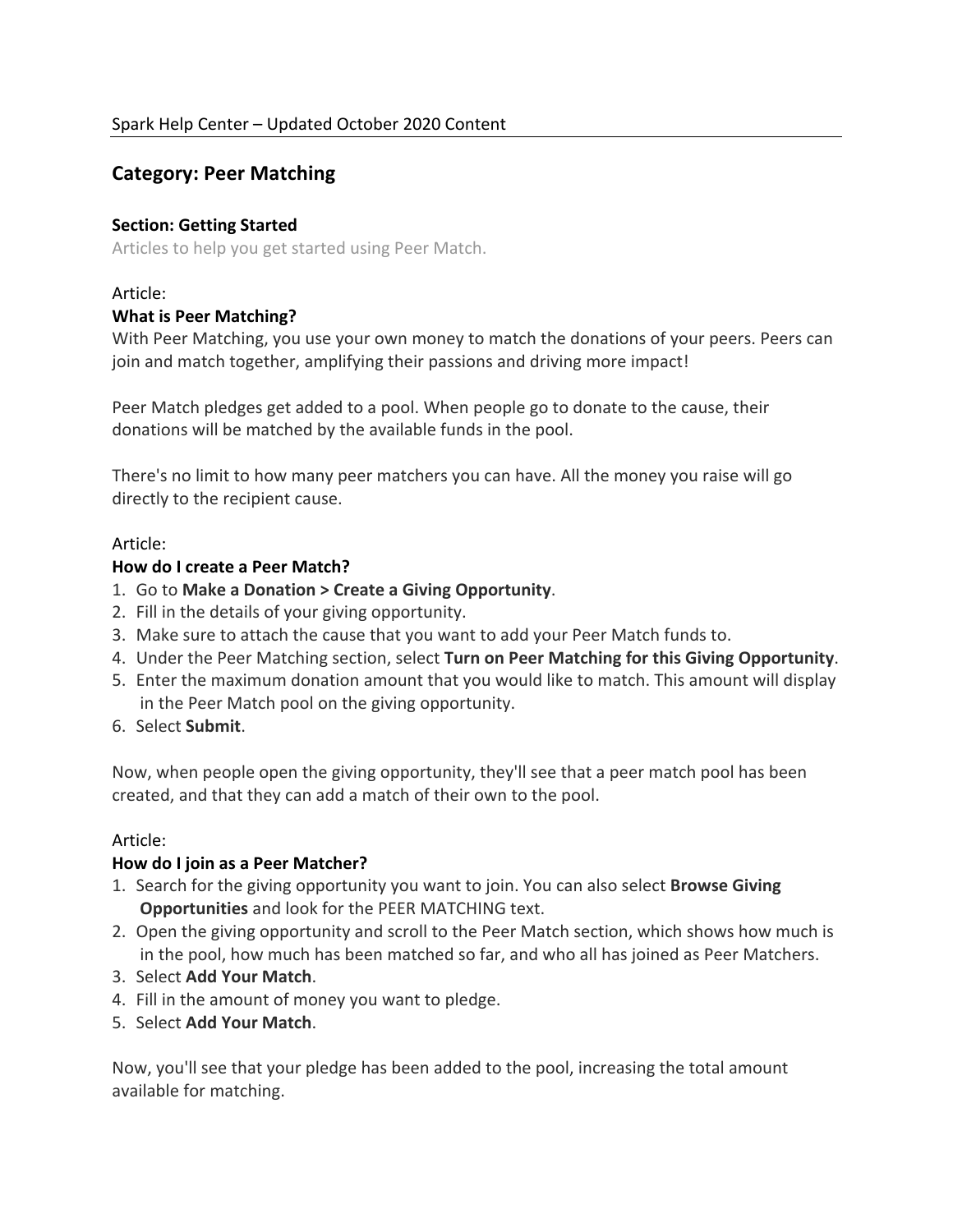Spark Help Center – Updated October 2020 Content

## Category: Peer Matching

### Section: Getting Started

Articles to help you get started using Peer Match.

Article:

**What is Peer Matching?**

With Peer Matching, you use your own money to match the donations of your peers. Peers can join and match together, amplifying their passions and driving more impact!

Peer Match pledges get added to a pool. When people go to donate to the cause, their donations will be matched by the available funds in the pool.

There's no limit to how many peer matchers you can have. All the money you raise will go directly to the recipient cause.

Article:

**How do I create a Peer Match?**

1. Go to **Make a Donation > Create a Giving Opportunity**.
2. Fill in the details of your giving opportunity.
3. Make sure to attach the cause that you want to add your Peer Match funds to.
4. Under the Peer Matching section, select **Turn on Peer Matching for this Giving Opportunity**.
5. Enter the maximum donation amount that you would like to match. This amount will display in the Peer Match pool on the giving opportunity.
6. Select **Submit**.

Now, when people open the giving opportunity, they'll see that a peer match pool has been created, and that they can add a match of their own to the pool.

Article:

**How do I join as a Peer Matcher?**

1. Search for the giving opportunity you want to join. You can also select **Browse Giving Opportunities** and look for the PEER MATCHING text.
2. Open the giving opportunity and scroll to the Peer Match section, which shows how much is in the pool, how much has been matched so far, and who all has joined as Peer Matchers.
3. Select **Add Your Match**.
4. Fill in the amount of money you want to pledge.
5. Select **Add Your Match**.

Now, you'll see that your pledge has been added to the pool, increasing the total amount available for matching.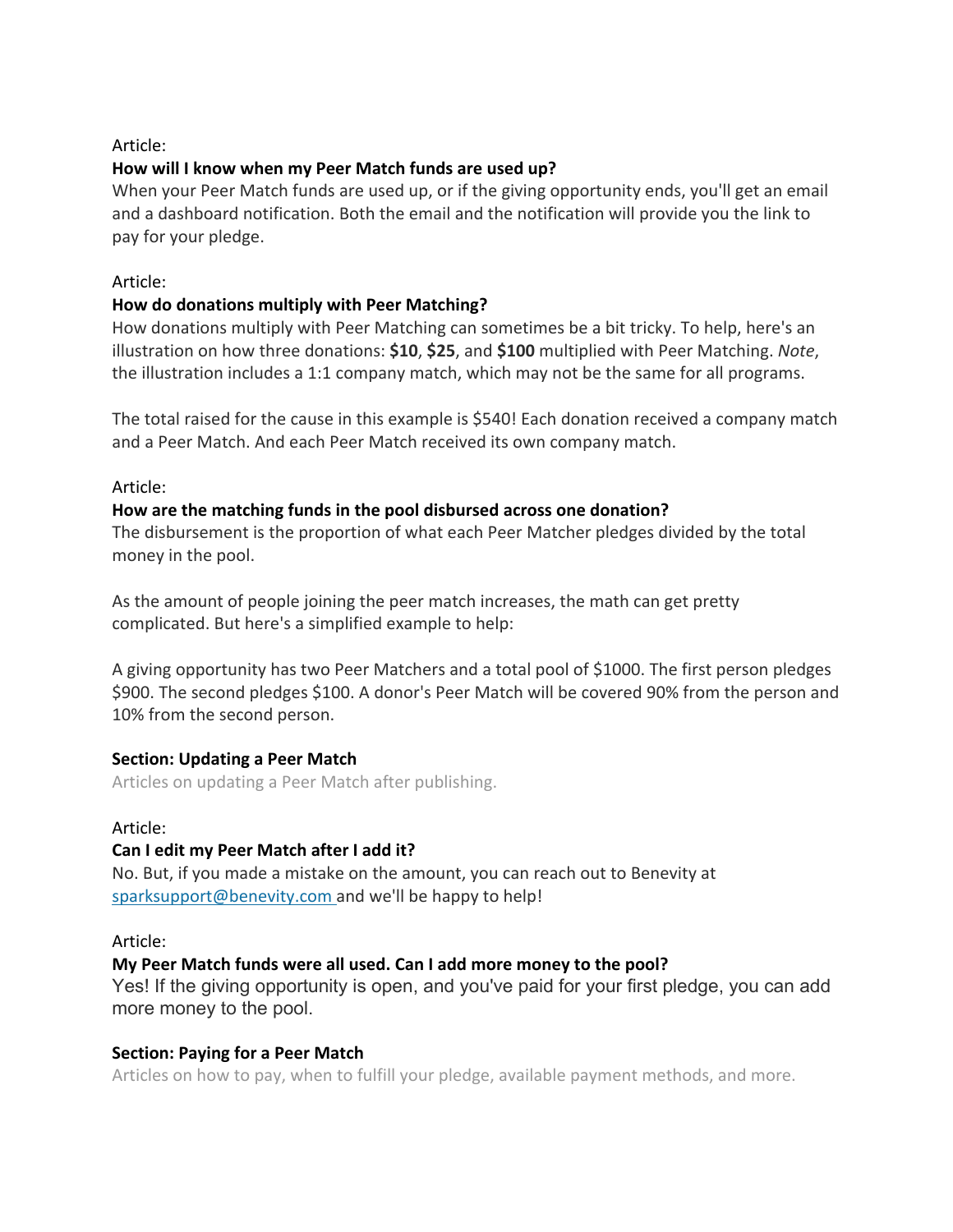Article:

**How will I know when my Peer Match funds are used up?**

When your Peer Match funds are used up, or if the giving opportunity ends, you'll get an email and a dashboard notification. Both the email and the notification will provide you the link to pay for your pledge.

Article:

**How do donations multiply with Peer Matching?**

How donations multiply with Peer Matching can sometimes be a bit tricky. To help, here's an illustration on how three donations: **$10**, **$25**, and **$100** multiplied with Peer Matching. *Note*, the illustration includes a 1:1 company match, which may not be the same for all programs.

The total raised for the cause in this example is $540! Each donation received a company match and a Peer Match. And each Peer Match received its own company match.

Article:

**How are the matching funds in the pool disbursed across one donation?**

The disbursement is the proportion of what each Peer Matcher pledges divided by the total money in the pool.

As the amount of people joining the peer match increases, the math can get pretty complicated. But here's a simplified example to help:

A giving opportunity has two Peer Matchers and a total pool of $1000. The first person pledges $900. The second pledges $100. A donor's Peer Match will be covered 90% from the person and 10% from the second person.

**Section: Updating a Peer Match**

Articles on updating a Peer Match after publishing.

Article:

**Can I edit my Peer Match after I add it?**

No. But, if you made a mistake on the amount, you can reach out to Benevity at sparksupport@benevity.com and we'll be happy to help!

Article:

**My Peer Match funds were all used. Can I add more money to the pool?**

Yes! If the giving opportunity is open, and you've paid for your first pledge, you can add more money to the pool.

**Section: Paying for a Peer Match**

Articles on how to pay, when to fulfill your pledge, available payment methods, and more.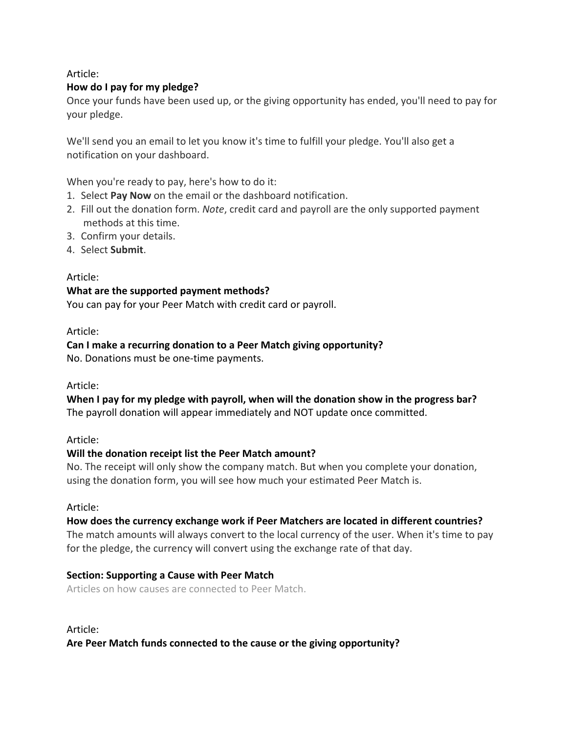Article:

**How do I pay for my pledge?**

Once your funds have been used up, or the giving opportunity has ended, you'll need to pay for your pledge.

We'll send you an email to let you know it's time to fulfill your pledge. You'll also get a notification on your dashboard.

When you're ready to pay, here's how to do it:

1. Select **Pay Now** on the email or the dashboard notification.
2. Fill out the donation form. *Note*, credit card and payroll are the only supported payment methods at this time.
3. Confirm your details.
4. Select **Submit**.

Article:

**What are the supported payment methods?**

You can pay for your Peer Match with credit card or payroll.

Article:

**Can I make a recurring donation to a Peer Match giving opportunity?**

No. Donations must be one-time payments.

Article:

**When I pay for my pledge with payroll, when will the donation show in the progress bar?**

The payroll donation will appear immediately and NOT update once committed.

Article:

**Will the donation receipt list the Peer Match amount?**

No. The receipt will only show the company match. But when you complete your donation, using the donation form, you will see how much your estimated Peer Match is.

Article:

**How does the currency exchange work if Peer Matchers are located in different countries?**

The match amounts will always convert to the local currency of the user. When it's time to pay for the pledge, the currency will convert using the exchange rate of that day.

**Section: Supporting a Cause with Peer Match**

Articles on how causes are connected to Peer Match.

Article:

**Are Peer Match funds connected to the cause or the giving opportunity?**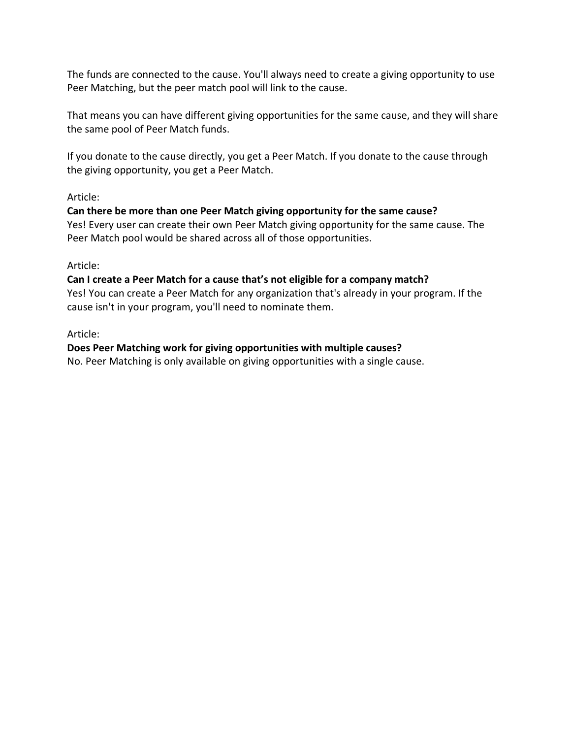The funds are connected to the cause. You'll always need to create a giving opportunity to use Peer Matching, but the peer match pool will link to the cause.

That means you can have different giving opportunities for the same cause, and they will share the same pool of Peer Match funds.

If you donate to the cause directly, you get a Peer Match. If you donate to the cause through the giving opportunity, you get a Peer Match.

Article:

**Can there be more than one Peer Match giving opportunity for the same cause?**

Yes! Every user can create their own Peer Match giving opportunity for the same cause. The Peer Match pool would be shared across all of those opportunities.

Article:

**Can I create a Peer Match for a cause that's not eligible for a company match?**

Yes! You can create a Peer Match for any organization that's already in your program. If the cause isn't in your program, you'll need to nominate them.

Article:

**Does Peer Matching work for giving opportunities with multiple causes?**

No. Peer Matching is only available on giving opportunities with a single cause.